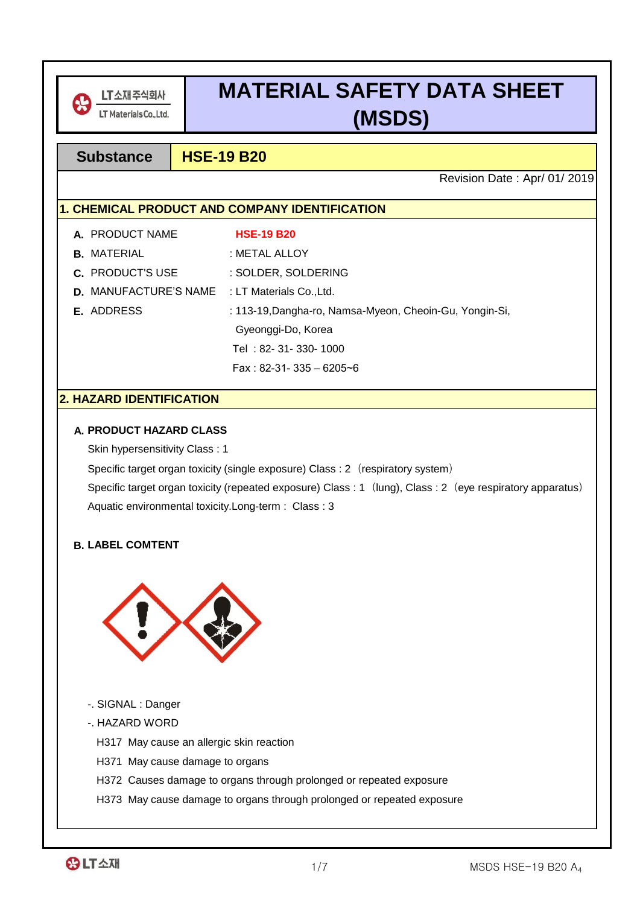LT소재주식회사
LT Materials Co.,Ltd.

# MATERIAL SAFETY DATA SHEET (MSDS)

| Substance | HSE-19 B20 |
|---|---|

Revision Date : Apr/ 01/ 2019

## 1. CHEMICAL PRODUCT AND COMPANY IDENTIFICATION

**A.** PRODUCT NAME **HSE-19 B20**

**B.** MATERIAL : METAL ALLOY

**C.** PRODUCT'S USE : SOLDER, SOLDERING

**D.** MANUFACTURE'S NAME : LT Materials Co.,Ltd.

**E.** ADDRESS : 113-19,Dangha-ro, Namsa-Myeon, Cheoin-Gu, Yongin-Si, Gyeonggi-Do, Korea

Tel : 82- 31- 330- 1000

Fax : 82-31- 335 – 6205~6

## 2. HAZARD IDENTIFICATION

**A. PRODUCT HAZARD CLASS**

Skin hypersensitivity Class : 1

Specific target organ toxicity (single exposure) Class : 2 (respiratory system)

Specific target organ toxicity (repeated exposure) Class : 1 (lung), Class : 2 (eye respiratory apparatus)

Aquatic environmental toxicity.Long-term : Class : 3

**B. LABEL COMTENT**

-. SIGNAL : Danger

-. HAZARD WORD

H317 May cause an allergic skin reaction

H371 May cause damage to organs

H372 Causes damage to organs through prolonged or repeated exposure

H373 May cause damage to organs through prolonged or repeated exposure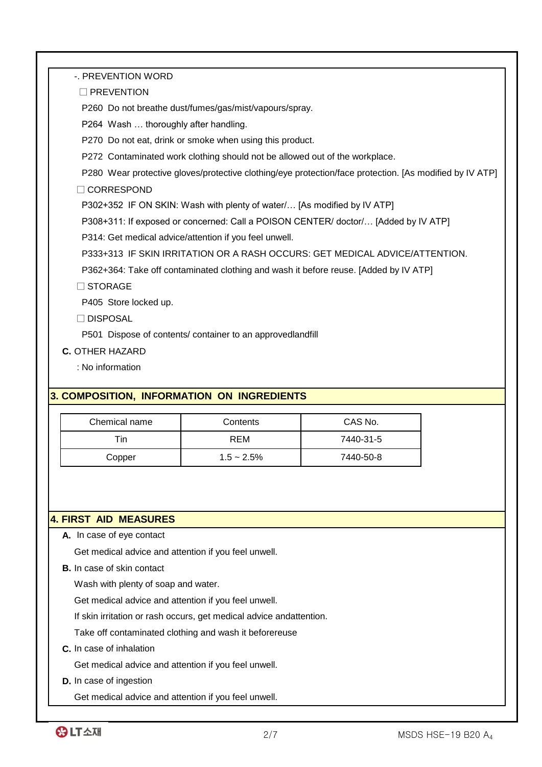-. PREVENTION WORD

☐ PREVENTION

P260 Do not breathe dust/fumes/gas/mist/vapours/spray.

P264 Wash … thoroughly after handling.

P270 Do not eat, drink or smoke when using this product.

P272 Contaminated work clothing should not be allowed out of the workplace.

P280 Wear protective gloves/protective clothing/eye protection/face protection. [As modified by IV ATP]

☐ CORRESPOND

P302+352 IF ON SKIN: Wash with plenty of water/… [As modified by IV ATP]

P308+311: If exposed or concerned: Call a POISON CENTER/ doctor/… [Added by IV ATP]

P314: Get medical advice/attention if you feel unwell.

P333+313 IF SKIN IRRITATION OR A RASH OCCURS: GET MEDICAL ADVICE/ATTENTION.

P362+364: Take off contaminated clothing and wash it before reuse. [Added by IV ATP]

☐ STORAGE

P405 Store locked up.

☐ DISPOSAL

P501 Dispose of contents/ container to an approvedlandfill

**C.** OTHER HAZARD

: No information

## 3. COMPOSITION, INFORMATION ON INGREDIENTS

| Chemical name | Contents | CAS No. |
|---|---|---|
| Tin | REM | 7440-31-5 |
| Copper | 1.5 ~ 2.5% | 7440-50-8 |

## 4. FIRST AID MEASURES

**A.** In case of eye contact

Get medical advice and attention if you feel unwell.

**B.** In case of skin contact

Wash with plenty of soap and water.

Get medical advice and attention if you feel unwell.

If skin irritation or rash occurs, get medical advice andattention.

Take off contaminated clothing and wash it beforereuse

**C.** In case of inhalation

Get medical advice and attention if you feel unwell.

**D.** In case of ingestion

Get medical advice and attention if you feel unwell.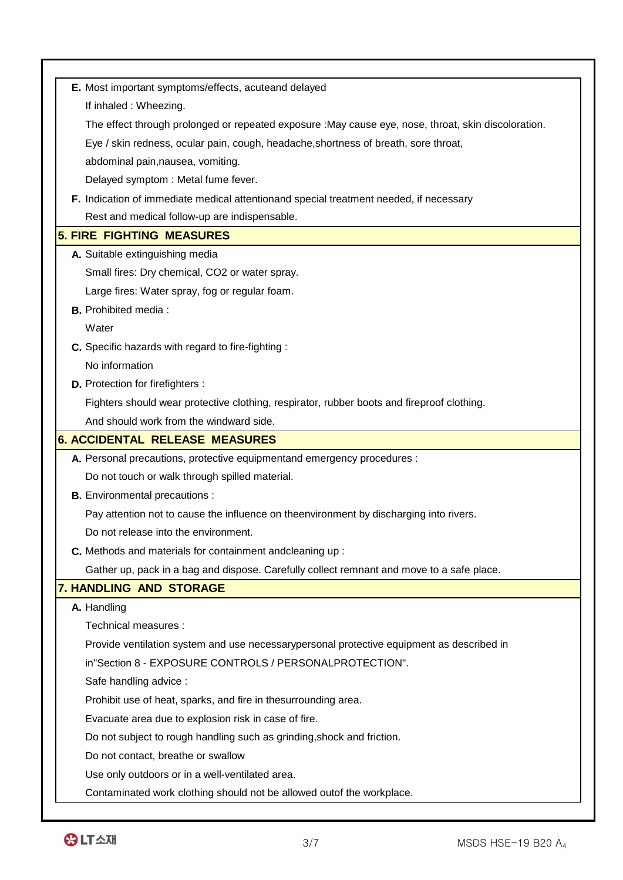**E.** Most important symptoms/effects, acuteand delayed

If inhaled : Wheezing.

The effect through prolonged or repeated exposure :May cause eye, nose, throat, skin discoloration.

Eye / skin redness, ocular pain, cough, headache,shortness of breath, sore throat,

abdominal pain,nausea, vomiting.

Delayed symptom : Metal fume fever.

**F.** Indication of immediate medical attentionand special treatment needed, if necessary

Rest and medical follow-up are indispensable.

## 5. FIRE FIGHTING MEASURES

**A.** Suitable extinguishing media

Small fires: Dry chemical, $CO_2$ or water spray.

Large fires: Water spray, fog or regular foam.

**B.** Prohibited media :

Water

**C.** Specific hazards with regard to fire-fighting :

No information

**D.** Protection for firefighters :

Fighters should wear protective clothing, respirator, rubber boots and fireproof clothing.

And should work from the windward side.

## 6. ACCIDENTAL RELEASE MEASURES

**A.** Personal precautions, protective equipmentand emergency procedures :

Do not touch or walk through spilled material.

**B.** Environmental precautions :

Pay attention not to cause the influence on theenvironment by discharging into rivers.

Do not release into the environment.

**C.** Methods and materials for containment andcleaning up :

Gather up, pack in a bag and dispose. Carefully collect remnant and move to a safe place.

## 7. HANDLING AND STORAGE

**A.** Handling

Technical measures :

Provide ventilation system and use necessarypersonal protective equipment as described in

in"Section 8 - EXPOSURE CONTROLS / PERSONALPROTECTION".

Safe handling advice :

Prohibit use of heat, sparks, and fire in thesurrounding area.

Evacuate area due to explosion risk in case of fire.

Do not subject to rough handling such as grinding,shock and friction.

Do not contact, breathe or swallow

Use only outdoors or in a well-ventilated area.

Contaminated work clothing should not be allowed outof the workplace.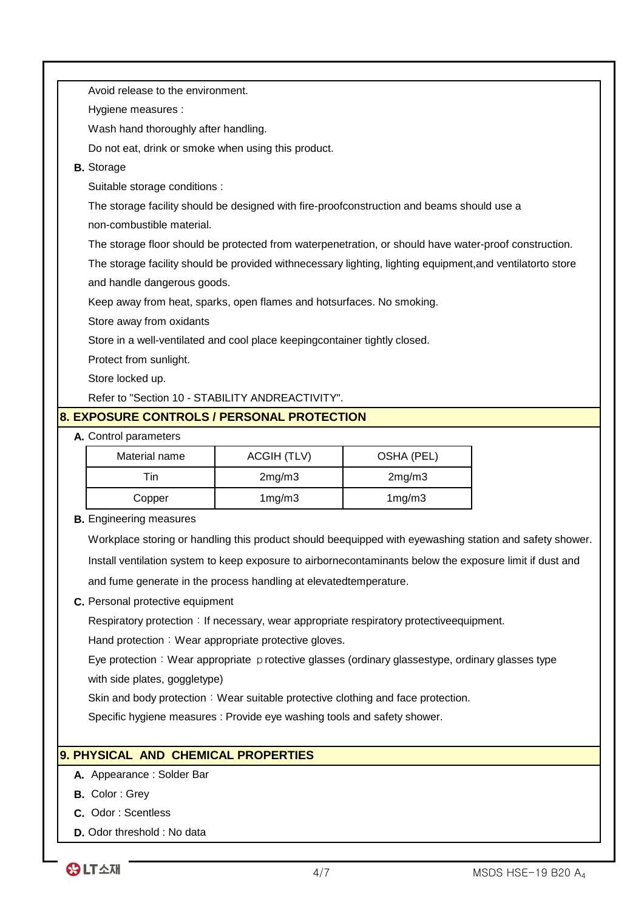Avoid release to the environment.

Hygiene measures :

Wash hand thoroughly after handling.

Do not eat, drink or smoke when using this product.

**B.** Storage

Suitable storage conditions :

The storage facility should be designed with fire-proofconstruction and beams should use a non-combustible material.

The storage floor should be protected from waterpenetration, or should have water-proof construction.

The storage facility should be provided withnecessary lighting, lighting equipment,and ventilatorto store and handle dangerous goods.

Keep away from heat, sparks, open flames and hotsurfaces. No smoking.

Store away from oxidants

Store in a well-ventilated and cool place keepingcontainer tightly closed.

Protect from sunlight.

Store locked up.

Refer to "Section 10 - STABILITY ANDREACTIVITY".

## 8. EXPOSURE CONTROLS / PERSONAL PROTECTION

**A.** Control parameters

| Material name | ACGIH (TLV) | OSHA (PEL) |
|---|---|---|
| Tin | 2mg/m3 | 2mg/m3 |
| Copper | 1mg/m3 | 1mg/m3 |

**B.** Engineering measures

Workplace storing or handling this product should beequipped with eyewashing station and safety shower.

Install ventilation system to keep exposure to airbornecontaminants below the exposure limit if dust and and fume generate in the process handling at elevatedtemperature.

**C.** Personal protective equipment

Respiratory protection：If necessary, wear appropriate respiratory protectiveequipment.

Hand protection：Wear appropriate protective gloves.

Eye protection：Wear appropriate ｐrotective glasses (ordinary glassestype, ordinary glasses type with side plates, goggletype)

Skin and body protection：Wear suitable protective clothing and face protection.

Specific hygiene measures : Provide eye washing tools and safety shower.

## 9. PHYSICAL AND CHEMICAL PROPERTIES

**A.** Appearance : Solder Bar

**B.** Color : Grey

**C.** Odor : Scentless

**D.** Odor threshold : No data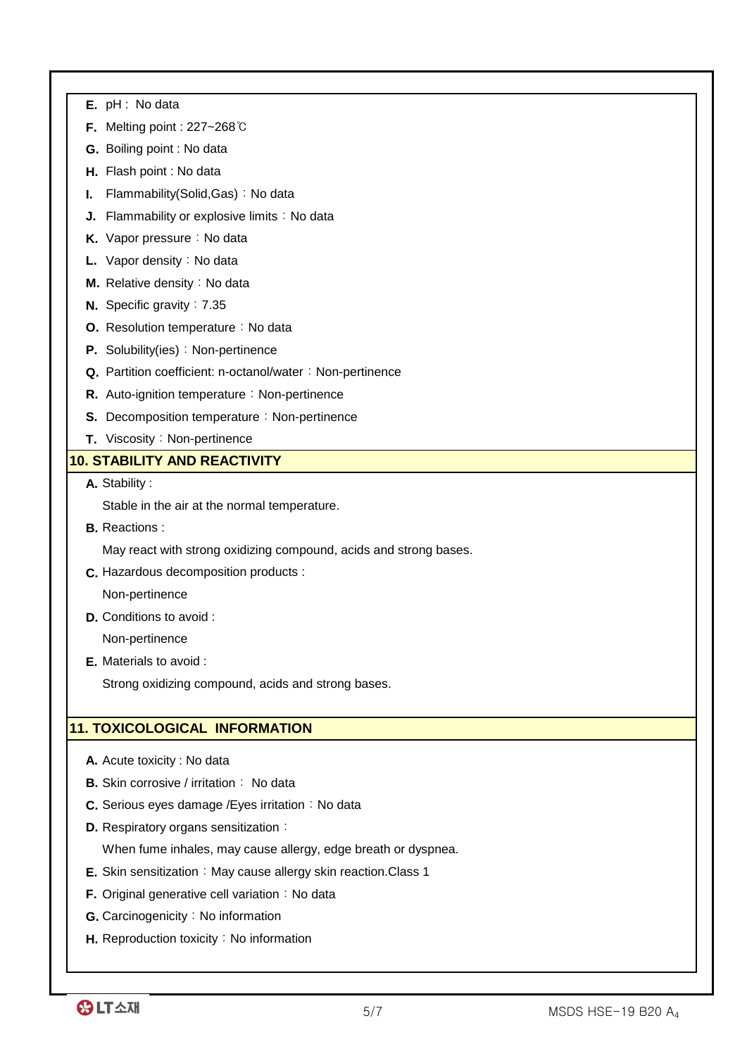**E.** pH : No data

**F.** Melting point : 227~268℃

**G.** Boiling point : No data

**H.** Flash point : No data

**I.** Flammability(Solid,Gas) ：No data

**J.** Flammability or explosive limits ：No data

**K.** Vapor pressure ：No data

**L.** Vapor density ：No data

**M.** Relative density ：No data

**N.** Specific gravity ：7.35

**O.** Resolution temperature ：No data

**P.** Solubility(ies) ：Non-pertinence

**Q.** Partition coefficient: n-octanol/water ：Non-pertinence

**R.** Auto-ignition temperature ：Non-pertinence

**S.** Decomposition temperature ：Non-pertinence

**T.** Viscosity ：Non-pertinence

## 10. STABILITY AND REACTIVITY

**A.** Stability :

Stable in the air at the normal temperature.

**B.** Reactions :

May react with strong oxidizing compound, acids and strong bases.

**C.** Hazardous decomposition products :

Non-pertinence

**D.** Conditions to avoid :

Non-pertinence

**E.** Materials to avoid :

Strong oxidizing compound, acids and strong bases.

## 11. TOXICOLOGICAL INFORMATION

**A.** Acute toxicity : No data

**B.** Skin corrosive / irritation ： No data

**C.** Serious eyes damage /Eyes irritation ：No data

**D.** Respiratory organs sensitization ：

When fume inhales, may cause allergy, edge breath or dyspnea.

**E.** Skin sensitization ：May cause allergy skin reaction.Class 1

**F.** Original generative cell variation ：No data

**G.** Carcinogenicity ：No information

**H.** Reproduction toxicity ：No information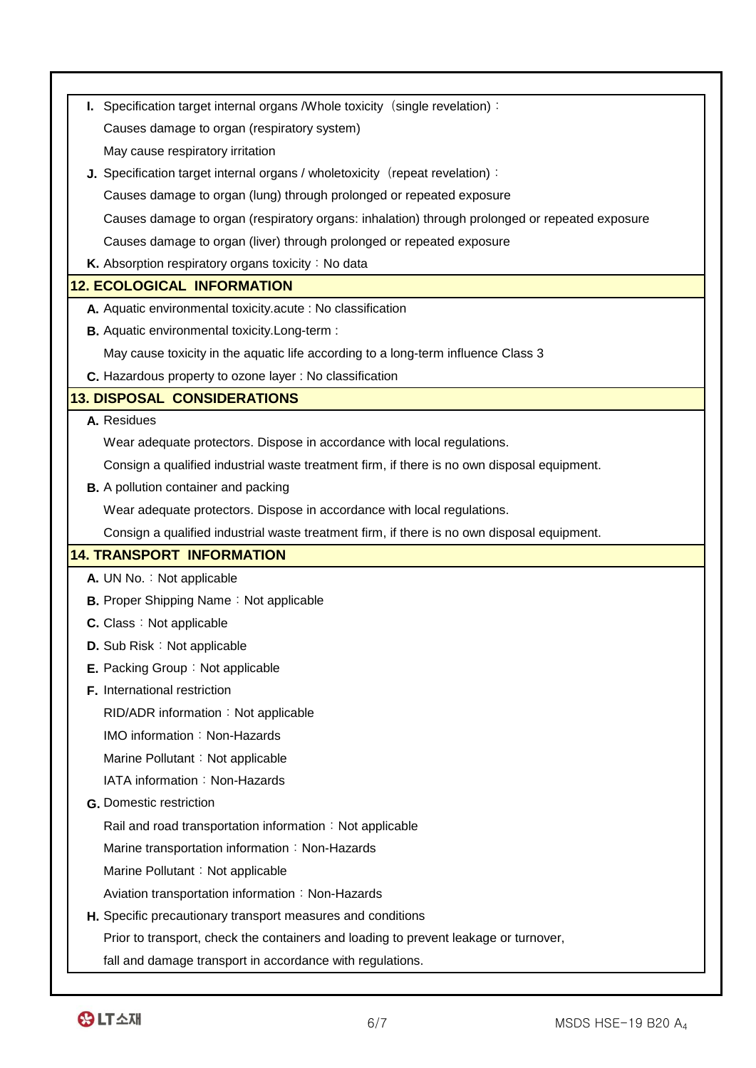**I.** Specification target internal organs /Whole toxicity（single revelation）:

Causes damage to organ (respiratory system)

May cause respiratory irritation

**J.** Specification target internal organs / wholetoxicity（repeat revelation）:

Causes damage to organ (lung) through prolonged or repeated exposure

Causes damage to organ (respiratory organs: inhalation) through prolonged or repeated exposure

Causes damage to organ (liver) through prolonged or repeated exposure

**K.** Absorption respiratory organs toxicity：No data

## 12. ECOLOGICAL INFORMATION

**A.** Aquatic environmental toxicity.acute : No classification

**B.** Aquatic environmental toxicity.Long-term :

May cause toxicity in the aquatic life according to a long-term influence Class 3

**C.** Hazardous property to ozone layer : No classification

## 13. DISPOSAL CONSIDERATIONS

**A.** Residues

Wear adequate protectors. Dispose in accordance with local regulations.

Consign a qualified industrial waste treatment firm, if there is no own disposal equipment.

**B.** A pollution container and packing

Wear adequate protectors. Dispose in accordance with local regulations.

Consign a qualified industrial waste treatment firm, if there is no own disposal equipment.

## 14. TRANSPORT INFORMATION

**A.** UN No.：Not applicable

**B.** Proper Shipping Name：Not applicable

**C.** Class：Not applicable

**D.** Sub Risk：Not applicable

**E.** Packing Group：Not applicable

**F.** International restriction

RID/ADR information：Not applicable

IMO information：Non-Hazards

Marine Pollutant：Not applicable

IATA information：Non-Hazards

**G.** Domestic restriction

Rail and road transportation information：Not applicable

Marine transportation information：Non-Hazards

Marine Pollutant：Not applicable

Aviation transportation information：Non-Hazards

**H.** Specific precautionary transport measures and conditions

Prior to transport, check the containers and loading to prevent leakage or turnover,

fall and damage transport in accordance with regulations.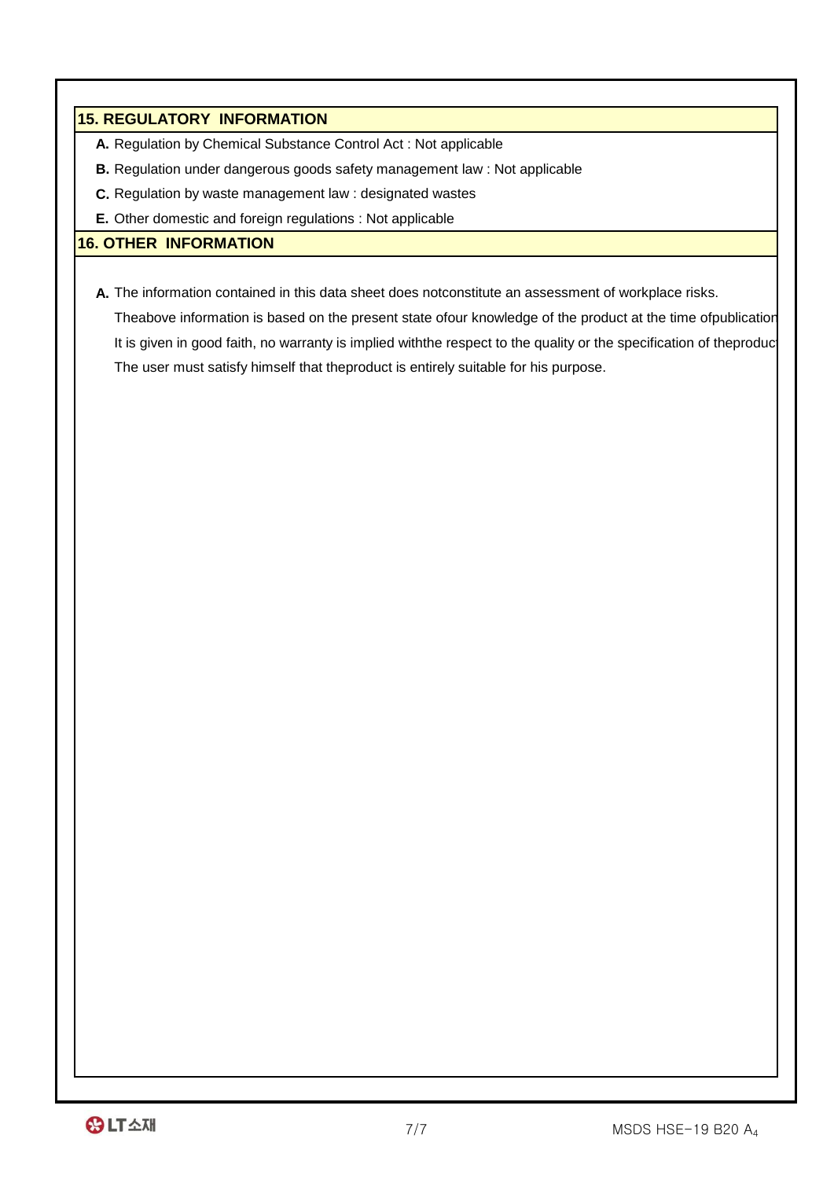## 15. REGULATORY INFORMATION

**A.** Regulation by Chemical Substance Control Act : Not applicable

**B.** Regulation under dangerous goods safety management law : Not applicable

**C.** Regulation by waste management law : designated wastes

**E.** Other domestic and foreign regulations : Not applicable

## 16. OTHER INFORMATION

**A.** The information contained in this data sheet does notconstitute an assessment of workplace risks.
Theabove information is based on the present state ofour knowledge of the product at the time ofpublication
It is given in good faith, no warranty is implied withthe respect to the quality or the specification of theproduct
The user must satisfy himself that theproduct is entirely suitable for his purpose.